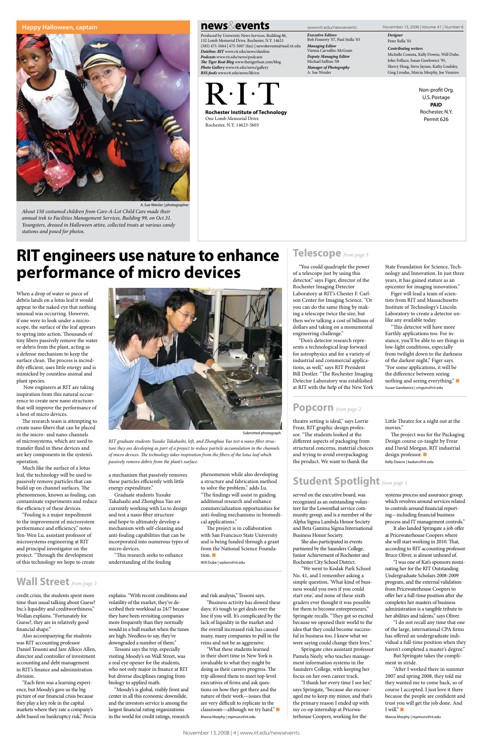## Happy Halloween, captain

A. Sue Weisler | photographer

*About 150 costumed children from Care-A-Lot Child Care made their annual trek to Facilities Management Services, Building 99, on Oct.31. Youngsters, dressed in Halloween attire, collected treats at various candy stations and posed for photos.*

# news&events

www.rit.edu/newsevents

November 13, 2008 | Volume 41 | Number 6

Produced by University News Services, Building 86, 132 Lomb Memorial Drive, Rochester, N.Y. 14623
(585) 475-5064 | 475-5097 (fax) | news&events@mail.rit.edu
***Dateline: RIT*** www.rit.edu/news/dateline
***Podcasts*** www.rit.edu/news/podcasts
***The Tiger Beat Blog*** www.thetigerbeat.com/blog
***Photo Gallery*** www.rit.edu/news/gallery
***RSS feeds*** www.rit.edu/news/lib/rss

***Executive Editors***
Bob Finnerty '07, Paul Stella '03
***Managing Editor***
Vienna Carvalho-McGrain
***Deputy Managing Editor***
Michael Saffran '08
***Manager of Photography***
A. Sue Weisler

***Designer***
Peter Bella '03
***Contributing writers***
Michelle Cometa, Kelly Downs, Will Dube, John Follaco, Susan Gawlowicz '95, Sherry Hoag, Steve Jaynes, Kathy Lindsley, Greg Livadas, Marcia Morphy, Joe Venniro

R·I·T
**Rochester Institute of Technology**
One Lomb Memorial Drive
Rochester, N.Y. 14623-5603

Non-profit Org.
U.S. Postage
**PAID**
Rochester, N.Y.
Permit 626

# RIT engineers use nature to enhance performance of micro devices

When a drop of water or piece of debris lands on a lotus leaf it would appear to the naked eye that nothing unusual was occurring. However, if one were to look under a microscope, the surface of the leaf appears to spring into action. Thousands of tiny fibers passively remove the water or debris from the plant, acting as a defense mechanism to keep the surface clean. The process is incredibly efficient, uses little energy and is mimicked by countless animal and plant species.

Now engineers at RIT are taking inspiration from this natural occurrence to create new nano structures that will improve the performance of a host of micro devices.

The research team is attempting to create nano fibers that can be placed in the micro- and nano-channels of microsystems, which are used to transfer fluid in these devices and are key components in the system's operation.

Much like the surface of a lotus leaf, the technology will be used to passively remove particles that can build up on channel surfaces. The phenomenon, known as fouling, can contaminate experiments and reduce the efficiency of devices.

"Fouling is a major impediment to the improvement of microsystem performance and efficiency," notes Yen-Wen Lu, assistant professor of microsystems engineering at RIT and principal investigator on the project. "Through the development of this technology we hope to create a mechanism that passively removes these particles efficiently with little energy expenditure."

Graduate students Yusuke Takahashi and Zhonghua Yao are currently working with Lu to design and test a nano fiber structure and hope to ultimately develop a mechanism with self-cleaning and anti-fouling capabilities that can be incorporated into numerous types of micro devices.

"This research seeks to enhance understanding of the fouling phenomenon while also developing a structure and fabrication method to solve the problem," adds Lu. "The findings will assist in guiding additional research and enhance commercialization opportunities for anti-fouling mechanisms in biomedical applications."

The project is in collaboration with San Francisco State University and is being funded through a grant from the National Science Foundation.

Will Dube | wjduns@rit.edu

Submitted photograph

*RIT graduate students Yusuke Takahashi, left, and Zhonghua Yao test a nano-fiber structure they are developing as part of a project to reduce particle accumulation in the channels of micro devices. The technology takes inspiration from the fibers of the lotus leaf which passively remove debris from the plant's surface.*

## Telescope *from page 3*

"You could quadruple the power of a telescope just by using this detector," says Figer, director of the Rochester Imaging Detector Laboratory at RIT's Chester F. Carlson Center for Imaging Science. "Or you can do the same thing by making a telescope twice the size, but then we're talking a cost of billions of dollars and taking on a monumental engineering challenge."

"Don's detector research represents a technological leap forward for astrophysics and for a variety of industrial and commercial applications, as well," says RIT President Bill Destler. "The Rochester Imaging Detector Laboratory was established at RIT with the help of the New York State Foundation for Science, Technology and Innovation. In just three years, it has gained stature as an epicenter for imaging innovation."

Figer will lead a team of scientists from RIT and Massachusetts Institute of Technology's Lincoln Laboratory to create a detector unlike any available today.

"This detector will have more Earthly applications too. For instance, you'll be able to see things in low-light conditions, especially from twilight down to the darkness of the darkest night," Figer says. "For some applications, it will be the difference between seeing nothing and seeing everything."

Susan Gawlowicz | smguns@rit.edu

## Popcorn *from page 2*

theatre setting is ideal," says Lorrie Frear, RIT graphic design professor. "The students looked at the different aspects of packaging from structural concerns, material choices and trying to avoid overpackaging the product. We want to thank the Little Theatre for a night out at the movies."

The project was for the Packaging Design course co-taught by Frear and David Morgan, RIT industrial design professor.

Kelly Downs | kaduns@rit.edu

## Student Spotlight *from page 1*

served on the executive board, was recognized as an outstanding volunteer for the Lowenthal service community group, and is a member of the Alpha Sigma Lambda Honor Society and Beta Gamma Sigma International Business Honor Society.

She also participated in events partnered by the Saunders College, Junior Achievement of Rochester and Rochester City School District.

"We went to Kodak Park School No. 41, and I remember asking a simple question, 'What kind of business would you own if you could start one,' and none of these sixth graders ever thought it was possible for them to become entrepreneurs," Springate recalls. "They got so excited because we opened their world to the idea that they could become successful in business too. I knew what we were saying could change their lives."

Springate cites assistant professor Pamela Neely, who teaches management information systems in the Saunders College, with keeping her focus on her own career track.

"I thank her every time I see her," says Springate, "because she encouraged me to keep my minor, and that's the primary reason I ended up with my co-op internship at Pricewaterhouse Coopers, working for the systems process and assurance group, which revolves around services related to controls around financial reporting—including financial business process and IT management controls."

It also landed Springate a job offer at Pricewaterhouse Coopers where she will start working in 2010. That, according to RIT accounting professor Bruce Oliver, is almost unheard of.

"I was one of Kat's sponsors nominating her for the RIT Outstanding Undergraduate Scholars 2008-2009 program, and the external validation from Pricewaterhouse Coopers to offer her a full-time position after she completes her masters of business administration is a tangible tribute to her abilities and talents," says Oliver.

"I do not recall any time that one of the large, international CPA firms has offered an undergraduate individual a full-time position when they haven't completed a master's degree."

But Springate takes the compliment in stride.

"After I worked there in summer 2007 and spring 2008, they told me they wanted me to come back, so of course I accepted. I just love it there because the people are confident and trust you will get the job done. And I will."

Marcia Morphy | mpmuns@rit.edu

## Wall Street *from page 3*

credit crisis, the students spent more time than usual talking about Guess? Inc.'s liquidity and creditworthiness," Wollan explains. "Fortunately for Guess?, they are in relatively good financial shape."

Also accompanying the students was RIT accounting professor Daniel Tessoni and Jare Alloco Allen, director and controller of investment accounting and debt management in RIT's finance and administration division.

"Each firm was a learning experience, but Moody's gave us the big picture of our financial crisis because they play a key role in the capital markets where they rate a company's debt based on bankruptcy risk," Percia explains. "With recent conditions and volatility of the market, they've described their workload as 24/7 because they have been revisiting companies more frequently than they normally would in a bull market when the times are high. Needless to say, they've been downgraded a number of them."

Tessoni says the trip, especially visiting Moody's on Wall Street, was a real eye opener for the students, who not only major in finance at RIT but diverse disciplines ranging from applied math.

"Moody's is global, visibly front and center in all this economic downside, and the investors service is among the largest financial rating organizations in the world for credit ratings, research and risk analysis," Tessoni says.

"Business activity has slowed these days; it's tough to get deals over the line if you will. It's complicated by the lack of liquidity in the market and the overall increased risk has caused many, many companies to pull in the reins and not be as aggressive.

"What these students learned in their short time in New York is invaluable to what they might be doing as their careers progress. The trip allowed them to meet top-level executives of firms and ask questions on how they got there and the nature of their work—issues that are very difficult to replicate in the classroom—although we try hard."

Marcia Morphy | mpmuns@rit.edu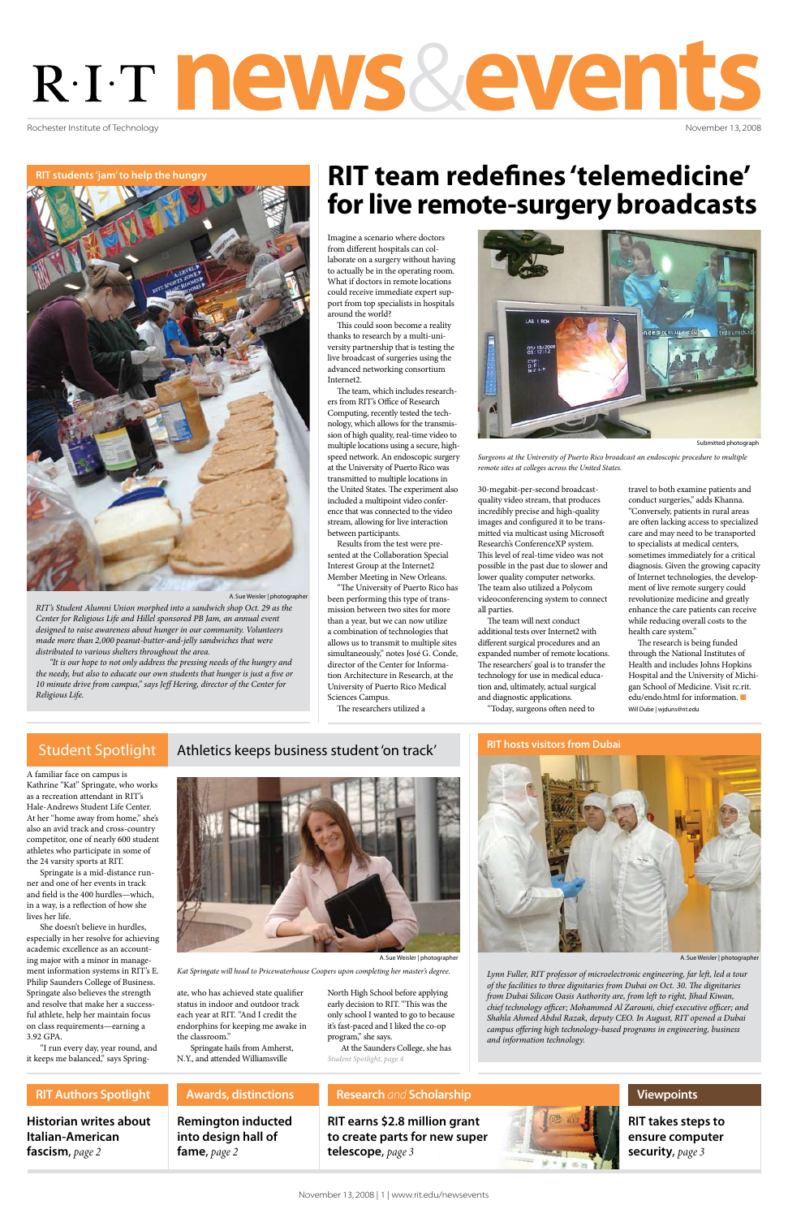# R·I·T news&events

Rochester Institute of Technology

November 13, 2008

## RIT students 'jam' to help the hungry

A. Sue Weisler | photographer

*RIT's Student Alumni Union morphed into a sandwich shop Oct. 29 as the Center for Religious Life and Hillel sponsored PB Jam, an annual event designed to raise awareness about hunger in our community. Volunteers made more than 2,000 peanut-butter-and-jelly sandwiches that were distributed to various shelters throughout the area.*

*"It is our hope to not only address the pressing needs of the hungry and the needy, but also to educate our own students that hunger is just a five or 10 minute drive from campus," says Jeff Hering, director of the Center for Religious Life.*

# RIT team redefines 'telemedicine' for live remote-surgery broadcasts

Imagine a scenario where doctors from different hospitals can collaborate on a surgery without having to actually be in the operating room. What if doctors in remote locations could receive immediate expert support from top specialists in hospitals around the world?

This could soon become a reality thanks to research by a multi-university partnership that is testing the live broadcast of surgeries using the advanced networking consortium Internet2.

The team, which includes researchers from RIT's Office of Research Computing, recently tested the technology, which allows for the transmission of high quality, real-time video to multiple locations using a secure, high-speed network. An endoscopic surgery at the University of Puerto Rico was transmitted to multiple locations in the United States. The experiment also included a multipoint video conference that was connected to the video stream, allowing for live interaction between participants.

Results from the test were presented at the Collaboration Special Interest Group at the Internet2 Member Meeting in New Orleans.

"The University of Puerto Rico has been performing this type of transmission between two sites for more than a year, but we can now utilize a combination of technologies that allows us to transmit to multiple sites simultaneously," notes José G. Conde, director of the Center for Information Architecture in Research, at the University of Puerto Rico Medical Sciences Campus.

The researchers utilized a 30-megabit-per-second broadcast-quality video stream, that produces incredibly precise and high-quality images and configured it to be transmitted via multicast using Microsoft Research's ConferenceXP system. This level of real-time video was not possible in the past due to slower and lower quality computer networks. The team also utilized a Polycom videoconferencing system to connect all parties.

The team will next conduct additional tests over Internet2 with different surgical procedures and an expanded number of remote locations. The researchers' goal is to transfer the technology for use in medical education and, ultimately, actual surgical and diagnostic applications.

"Today, surgeons often need to travel to both examine patients and conduct surgeries," adds Khanna. "Conversely, patients in rural areas are often lacking access to specialized care and may need to be transported to specialists at medical centers, sometimes immediately for a critical diagnosis. Given the growing capacity of Internet technologies, the development of live remote surgery could revolutionize medicine and greatly enhance the care patients can receive while reducing overall costs to the health care system."

The research is being funded through the National Institutes of Health and includes Johns Hopkins Hospital and the University of Michigan School of Medicine. Visit rc.rit.edu/endo.html for information.

Will Dube | wjduns@rit.edu

Submitted photograph

*Surgeons at the University of Puerto Rico broadcast an endoscopic procedure to multiple remote sites at colleges across the United States.*

## Student Spotlight

### Athletics keeps business student 'on track'

A familiar face on campus is Kathrine "Kat" Springate, who works as a recreation attendant in RIT's Hale-Andrews Student Life Center. At her "home away from home," she's also an avid track and cross-country competitor, one of nearly 600 student athletes who participate in some of the 24 varsity sports at RIT.

Springate is a mid-distance runner and one of her events in track and field is the 400 hurdles—which, in a way, is a reflection of how she lives her life.

She doesn't believe in hurdles, especially in her resolve for achieving academic excellence as an accounting major with a minor in management information systems in RIT's E. Philip Saunders College of Business. Springate also believes the strength and resolve that make her a successful athlete, help her maintain focus on class requirements—earning a 3.92 GPA.

"I run every day, year round, and it keeps me balanced," says Springate, who has achieved state qualifier status in indoor and outdoor track each year at RIT. "And I credit the endorphins for keeping me awake in the classroom."

Springate hails from Amherst, N.Y., and attended Williamsville North High School before applying early decision to RIT. "This was the only school I wanted to go to because it's fast-paced and I liked the co-op program," she says.

At the Saunders College, she has

*Student Spotlight, page 4*

A. Sue Weisler | photographer

*Kat Springate will head to Pricewaterhouse Coopers upon completing her master's degree.*

## RIT hosts visitors from Dubai

A. Sue Weisler | photographer

*Lynn Fuller, RIT professor of microelectronic engineering, far left, led a tour of the facilities to three dignitaries from Dubai on Oct. 30. The dignitaries from Dubai Silicon Oasis Authority are, from left to right, Jihad Kiwan, chief technology officer; Mohammed Al Zarouni, chief executive officer; and Shahla Ahmed Abdul Razak, deputy CEO. In August, RIT opened a Dubai campus offering high technology-based programs in engineering, business and information technology.*

**RIT Authors Spotlight** — Historian writes about Italian-American fascism, *page 2*

**Awards, distinctions** — Remington inducted into design hall of fame, *page 2*

**Research *and* Scholarship** — RIT earns $2.8 million grant to create parts for new super telescope, *page 3*

**Viewpoints** — RIT takes steps to ensure computer security, *page 3*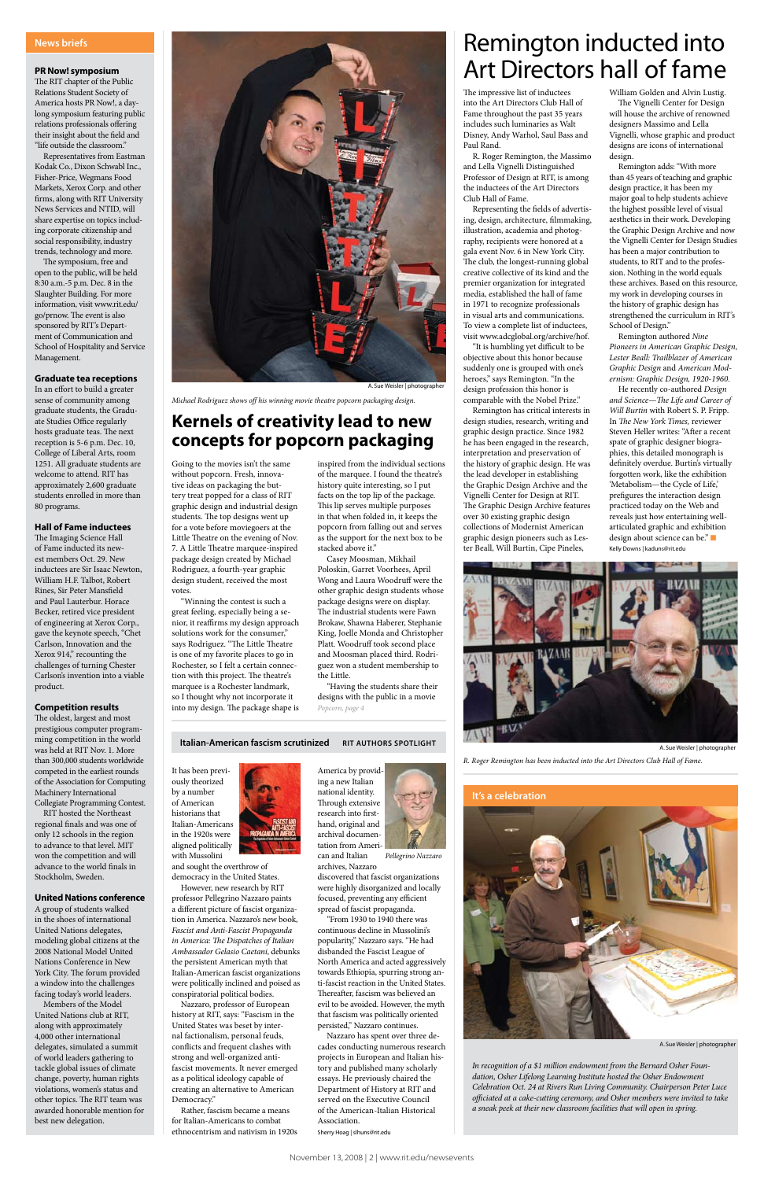## News briefs

### PR Now! symposium

The RIT chapter of the Public Relations Student Society of America hosts PR Now!, a day-long symposium featuring public relations professionals offering their insight about the field and "life outside the classroom."

Representatives from Eastman Kodak Co., Dixon Schwabl Inc., Fisher-Price, Wegmans Food Markets, Xerox Corp. and other firms, along with RIT University News Services and NTID, will share expertise on topics including corporate citizenship and social responsibility, industry trends, technology and more.

The symposium, free and open to the public, will be held 8:30 a.m.-5 p.m. Dec. 8 in the Slaughter Building. For more information, visit www.rit.edu/go/prnow. The event is also sponsored by RIT's Department of Communication and School of Hospitality and Service Management.

### Graduate tea receptions

In an effort to build a greater sense of community among graduate students, the Graduate Studies Office regularly hosts graduate teas. The next reception is 5-6 p.m. Dec. 10, College of Liberal Arts, room 1251. All graduate students are welcome to attend. RIT has approximately 2,600 graduate students enrolled in more than 80 programs.

### Hall of Fame inductees

The Imaging Science Hall of Fame inducted its newest members Oct. 29. New inductees are Sir Isaac Newton, William H.F. Talbot, Robert Rines, Sir Peter Mansfield and Paul Lauterbur. Horace Becker, retired vice president of engineering at Xerox Corp., gave the keynote speech, "Chet Carlson, Innovation and the Xerox 914," recounting the challenges of turning Chester Carlson's invention into a viable product.

### Competition results

The oldest, largest and most prestigious computer programming competition in the world was held at RIT Nov. 1. More than 300,000 students worldwide competed in the earliest rounds of the Association for Computing Machinery International Collegiate Programming Contest.

RIT hosted the Northeast regional finals and was one of only 12 schools in the region to advance to that level. MIT won the competition and will advance to the world finals in Stockholm, Sweden.

### United Nations conference

A group of students walked in the shoes of international United Nations delegates, modeling global citizens at the 2008 National Model United Nations Conference in New York City. The forum provided a window into the challenges facing today's world leaders.

Members of the Model United Nations club at RIT, along with approximately 4,000 other international delegates, simulated a summit of world leaders gathering to tackle global issues of climate change, poverty, human rights violations, women's status and other topics. The RIT team was awarded honorable mention for best new delegation.

A. Sue Weisler | photographer

*Michael Rodriguez shows off his winning movie theatre popcorn packaging design.*

# Kernels of creativity lead to new concepts for popcorn packaging

Going to the movies isn't the same without popcorn. Fresh, innovative ideas on packaging the buttery treat popped for a class of RIT graphic design and industrial design students. The top designs went up for a vote before moviegoers at the Little Theatre on the evening of Nov. 7. A Little Theatre marquee-inspired package design created by Michael Rodriguez, a fourth-year graphic design student, received the most votes.

"Winning the contest is such a great feeling, especially being a senior, it reaffirms my design approach solutions work for the consumer," says Rodriguez. "The Little Theatre is one of my favorite places to go in Rochester, so I felt a certain connection with this project. The theatre's marquee is a Rochester landmark, so I thought why not incorporate it into my design. The package shape is inspired from the individual sections of the marquee. I found the theatre's history quite interesting, so I put facts on the top lip of the package. This lip serves multiple purposes in that when folded in, it keeps the popcorn from falling out and serves as the support for the next box to be stacked above it."

Casey Moosman, Mikhail Poloskin, Garret Voorhees, April Wong and Laura Woodruff were the other graphic design students whose package designs were on display. The industrial students were Fawn Brokaw, Shawna Haberer, Stephanie King, Joelle Monda and Christopher Platt. Woodruff took second place and Moosman placed third. Rodriguez won a student membership to the Little.

"Having the students share their designs with the public in a movie

*Popcorn, page 4*

# Remington inducted into Art Directors hall of fame

The impressive list of inductees into the Art Directors Club Hall of Fame throughout the past 35 years includes such luminaries as Walt Disney, Andy Warhol, Saul Bass and Paul Rand.

R. Roger Remington, the Massimo and Lella Vignelli Distinguished Professor of Design at RIT, is among the inductees of the Art Directors Club Hall of Fame.

Representing the fields of advertising, design, architecture, filmmaking, illustration, academia and photography, recipients were honored at a gala event Nov. 6 in New York City. The club, the longest-running global creative collective of its kind and the premier organization for integrated media, established the hall of fame in 1971 to recognize professionals in visual arts and communications. To view a complete list of inductees, visit www.adcglobal.org/archive/hof.

"It is humbling yet difficult to be objective about this honor because suddenly one is grouped with one's heroes," says Remington. "In the design profession this honor is comparable with the Nobel Prize."

Remington has critical interests in design studies, research, writing and graphic design practice. Since 1982 he has been engaged in the research, interpretation and preservation of the history of graphic design. He was the lead developer in establishing the Graphic Design Archive and the Vignelli Center for Design at RIT. The Graphic Design Archive features over 30 existing graphic design collections of Modernist American graphic design pioneers such as Lester Beall, Will Burtin, Cipe Pineles, William Golden and Alvin Lustig.

The Vignelli Center for Design will house the archive of renowned designers Massimo and Lella Vignelli, whose graphic and product designs are icons of international design.

Remington adds: "With more than 45 years of teaching and graphic design practice, it has been my major goal to help students achieve the highest possible level of visual aesthetics in their work. Developing the Graphic Design Archive and now the Vignelli Center for Design Studies has been a major contribution to students, to RIT and to the profession. Nothing in the world equals these archives. Based on this resource, my work in developing courses in the history of graphic design has strengthened the curriculum in RIT's School of Design."

Remington authored *Nine Pioneers in American Graphic Design*, *Lester Beall: Trailblazer of American Graphic Design* and *American Modernism: Graphic Design, 1920-1960*.

He recently co-authored *Design and Science—The Life and Career of Will Burtin* with Robert S. P. Fripp. In *The New York Times*, reviewer Steven Heller writes: "After a recent spate of graphic designer biographies, this detailed monograph is definitely overdue. Burtin's virtually forgotten work, like the exhibition 'Metabolism—the Cycle of Life,' prefigures the interaction design practiced today on the Web and reveals just how entertaining well-articulated graphic and exhibition design about science can be."

Kelly Downs | kaduns@rit.edu

A. Sue Weisler | photographer

*R. Roger Remington has been inducted into the Art Directors Club Hall of Fame.*

## Italian-American fascism scrutinized

**RIT AUTHORS SPOTLIGHT**

It has been previously theorized by a number of American historians that Italian-Americans in the 1920s were aligned politically with Mussolini and sought the overthrow of democracy in the United States.

However, new research by RIT professor Pellegrino Nazzaro paints a different picture of fascist organization in America. Nazzaro's new book, *Fascist and Anti-Fascist Propaganda in America: The Dispatches of Italian Ambassador Gelasio Caetani*, debunks the persistent American myth that Italian-American fascist organizations were politically inclined and poised as conspiratorial political bodies.

Nazzaro, professor of European history at RIT, says: "Fascism in the United States was beset by internal factionalism, personal feuds, conflicts and frequent clashes with strong and well-organized anti-fascist movements. It never emerged as a political ideology capable of creating an alternative to American Democracy."

Rather, fascism became a means for Italian-Americans to combat ethnocentrism and nativism in 1920s America by providing a new Italian national identity. Through extensive research into first-hand, original and archival documentation from American and Italian archives, Nazzaro discovered that fascist organizations were highly disorganized and locally focused, preventing any efficient spread of fascist propaganda.

*Pellegrino Nazzaro*

"From 1930 to 1940 there was continuous decline in Mussolini's popularity," Nazzaro says. "He had disbanded the Fascist League of North America and acted aggressively towards Ethiopia, spurring strong anti-fascist reaction in the United States. Thereafter, fascism was believed an evil to be avoided. However, the myth that fascism was politically oriented persisted," Nazzaro continues.

Nazzaro has spent over three decades conducting numerous research projects in European and Italian history and published many scholarly essays. He previously chaired the Department of History at RIT and served on the Executive Council of the American-Italian Historical Association.

Sherry Hoag | slhuns@rit.edu

## It's a celebration

A. Sue Weisler | photographer

*In recognition of a $1 million endowment from the Bernard Osher Foundation, Osher Lifelong Learning Institute hosted the Osher Endowment Celebration Oct. 24 at Rivers Run Living Community. Chairperson Peter Luce officiated at a cake-cutting ceremony, and Osher members were invited to take a sneak peek at their new classroom facilities that will open in spring.*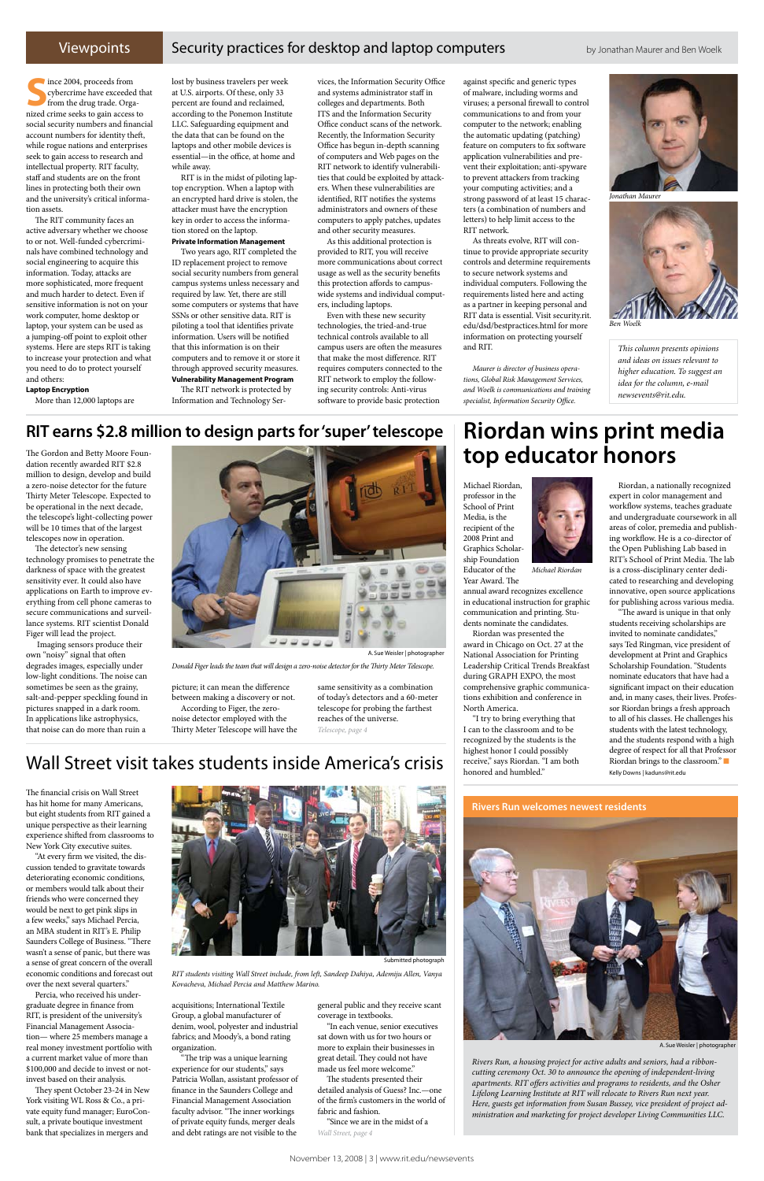# Viewpoints

## Security practices for desktop and laptop computers

by Jonathan Maurer and Ben Woelk

Since 2004, proceeds from cybercrime have exceeded that from the drug trade. Organized crime seeks to gain access to social security numbers and financial account numbers for identity theft, while rogue nations and enterprises seek to gain access to research and intellectual property. RIT faculty, staff and students are on the front lines in protecting both their own and the university's critical information assets.

The RIT community faces an active adversary whether we choose to or not. Well-funded cybercriminals have combined technology and social engineering to acquire this information. Today, attacks are more sophisticated, more frequent and much harder to detect. Even if sensitive information is not on your work computer, home desktop or laptop, your system can be used as a jumping-off point to exploit other systems. Here are steps RIT is taking to increase your protection and what you need to do to protect yourself and others:

**Laptop Encryption**

More than 12,000 laptops are lost by business travelers per week at U.S. airports. Of these, only 33 percent are found and reclaimed, according to the Ponemon Institute LLC. Safeguarding equipment and the data that can be found on the laptops and other mobile devices is essential—in the office, at home and while away.

RIT is in the midst of piloting laptop encryption. When a laptop with an encrypted hard drive is stolen, the attacker must have the encryption key in order to access the information stored on the laptop.

**Private Information Management**

Two years ago, RIT completed the ID replacement project to remove social security numbers from general campus systems unless necessary and required by law. Yet, there are still some computers or systems that have SSNs or other sensitive data. RIT is piloting a tool that identifies private information. Users will be notified that this information is on their computers and to remove it or store it through approved security measures.

**Vulnerability Management Program**

The RIT network is protected by Information and Technology Services, the Information Security Office and systems administrator staff in colleges and departments. Both ITS and the Information Security Office conduct scans of the network. Recently, the Information Security Office has begun in-depth scanning of computers and Web pages on the RIT network to identify vulnerabilities that could be exploited by attackers. When these vulnerabilities are identified, RIT notifies the systems administrators and owners of these computers to apply patches, updates and other security measures.

As this additional protection is provided to RIT, you will receive more communications about correct usage as well as the security benefits this protection affords to campus-wide systems and individual computers, including laptops.

Even with these new security technologies, the tried-and-true technical controls available to all campus users are often the measures that make the most difference. RIT requires computers connected to the RIT network to employ the following security controls: Anti-virus software to provide basic protection against specific and generic types of malware, including worms and viruses; a personal firewall to control communications to and from your computer to the network; enabling the automatic updating (patching) feature on computers to fix software application vulnerabilities and prevent their exploitation; anti-spyware to prevent attackers from tracking your computing activities; and a strong password of at least 15 characters (a combination of numbers and letters) to help limit access to the RIT network.

As threats evolve, RIT will continue to provide appropriate security controls and determine requirements to secure network systems and individual computers. Following the requirements listed here and acting as a partner in keeping personal and RIT data is essential. Visit security.rit.edu/dsd/bestpractices.html for more information on protecting yourself and RIT.

*Maurer is director of business operations, Global Risk Management Services, and Woelk is communications and training specialist, Information Security Office.*

*Jonathan Maurer*

*Ben Woelk*

*This column presents opinions and ideas on issues relevant to higher education. To suggest an idea for the column, e-mail newsevents@rit.edu.*

## RIT earns $2.8 million to design parts for 'super' telescope

The Gordon and Betty Moore Foundation recently awarded RIT $2.8 million to design, develop and build a zero-noise detector for the future Thirty Meter Telescope. Expected to be operational in the next decade, the telescope's light-collecting power will be 10 times that of the largest telescopes now in operation.

The detector's new sensing technology promises to penetrate the darkness of space with the greatest sensitivity ever. It could also have applications on Earth to improve everything from cell phone cameras to secure communications and surveillance systems. RIT scientist Donald Figer will lead the project.

Imaging sensors produce their own "noisy" signal that often degrades images, especially under low-light conditions. The noise can sometimes be seen as the grainy, salt-and-pepper speckling found in pictures snapped in a dark room. In applications like astrophysics, that noise can do more than ruin a picture; it can mean the difference between making a discovery or not.

According to Figer, the zero-noise detector employed with the Thirty Meter Telescope will have the same sensitivity as a combination of today's detectors and a 60-meter telescope for probing the farthest reaches of the universe.

*Telescope, page 4*

A. Sue Weisler | photographer

*Donald Figer leads the team that will design a zero-noise detector for the Thirty Meter Telescope.*

## Riordan wins print media top educator honors

Michael Riordan, professor in the School of Print Media, is the recipient of the 2008 Print and Graphics Scholarship Foundation Educator of the Year Award. The annual award recognizes excellence in educational instruction for graphic communication and printing. Students nominate the candidates.

*Michael Riordan*

Riordan was presented the award in Chicago on Oct. 27 at the National Association for Printing Leadership Critical Trends Breakfast during GRAPH EXPO, the most comprehensive graphic communications exhibition and conference in North America.

"I try to bring everything that I can to the classroom and to be recognized by the students is the highest honor I could possibly receive," says Riordan. "I am both honored and humbled."

Riordan, a nationally recognized expert in color management and workflow systems, teaches graduate and undergraduate coursework in all areas of color, premedia and publishing workflow. He is a co-director of the Open Publishing Lab based in RIT's School of Print Media. The lab is a cross-disciplinary center dedicated to researching and developing innovative, open source applications for publishing across various media.

"The award is unique in that only students receiving scholarships are invited to nominate candidates," says Ted Ringman, vice president of development at Print and Graphics Scholarship Foundation. "Students nominate educators that have had a significant impact on their education and, in many cases, their lives. Professor Riordan brings a fresh approach to all of his classes. He challenges his students with the latest technology, and the students respond with a high degree of respect for all that Professor Riordan brings to the classroom."

Kelly Downs | kaduns@rit.edu

## Wall Street visit takes students inside America's crisis

The financial crisis on Wall Street has hit home for many Americans, but eight students from RIT gained a unique perspective as their learning experience shifted from classrooms to New York City executive suites.

"At every firm we visited, the discussion tended to gravitate towards deteriorating economic conditions, or members would talk about their friends who were concerned they would be next to get pink slips in a few weeks," says Michael Percia, an MBA student in RIT's E. Philip Saunders College of Business. "There wasn't a sense of panic, but there was a sense of great concern of the overall economic conditions and forecast out over the next several quarters."

Percia, who received his undergraduate degree in finance from RIT, is president of the university's Financial Management Association— where 25 members manage a real money investment portfolio with a current market value of more than $100,000 and decide to invest or not-invest based on their analysis.

They spent October 23-24 in New York visiting WL Ross & Co., a private equity fund manager; EuroConsult, a private boutique investment bank that specializes in mergers and acquisitions; International Textile Group, a global manufacturer of denim, wool, polyester and industrial fabrics; and Moody's, a bond rating organization.

"The trip was a unique learning experience for our students," says Patricia Wollan, assistant professor of finance in the Saunders College and Financial Management Association faculty advisor. "The inner workings of private equity funds, merger deals and debt ratings are not visible to the general public and they receive scant coverage in textbooks.

"In each venue, senior executives sat down with us for two hours or more to explain their businesses in great detail. They could not have made us feel more welcome."

The students presented their detailed analysis of Guess? Inc.—one of the firm's customers in the world of fabric and fashion.

"Since we are in the midst of a

*Wall Street, page 4*

Submitted photograph

*RIT students visiting Wall Street include, from left, Sandeep Dahiya, Ademiju Allen, Vanya Kovacheva, Michael Percia and Matthew Marino.*

### Rivers Run welcomes newest residents

A. Sue Weisler | photographer

*Rivers Run, a housing project for active adults and seniors, had a ribbon-cutting ceremony Oct. 30 to announce the opening of independent-living apartments. RIT offers activities and programs to residents, and the Osher Lifelong Learning Institute at RIT will relocate to Rivers Run next year. Here, guests get information from Susan Bussey, vice president of project administration and marketing for project developer Living Communities LLC.*